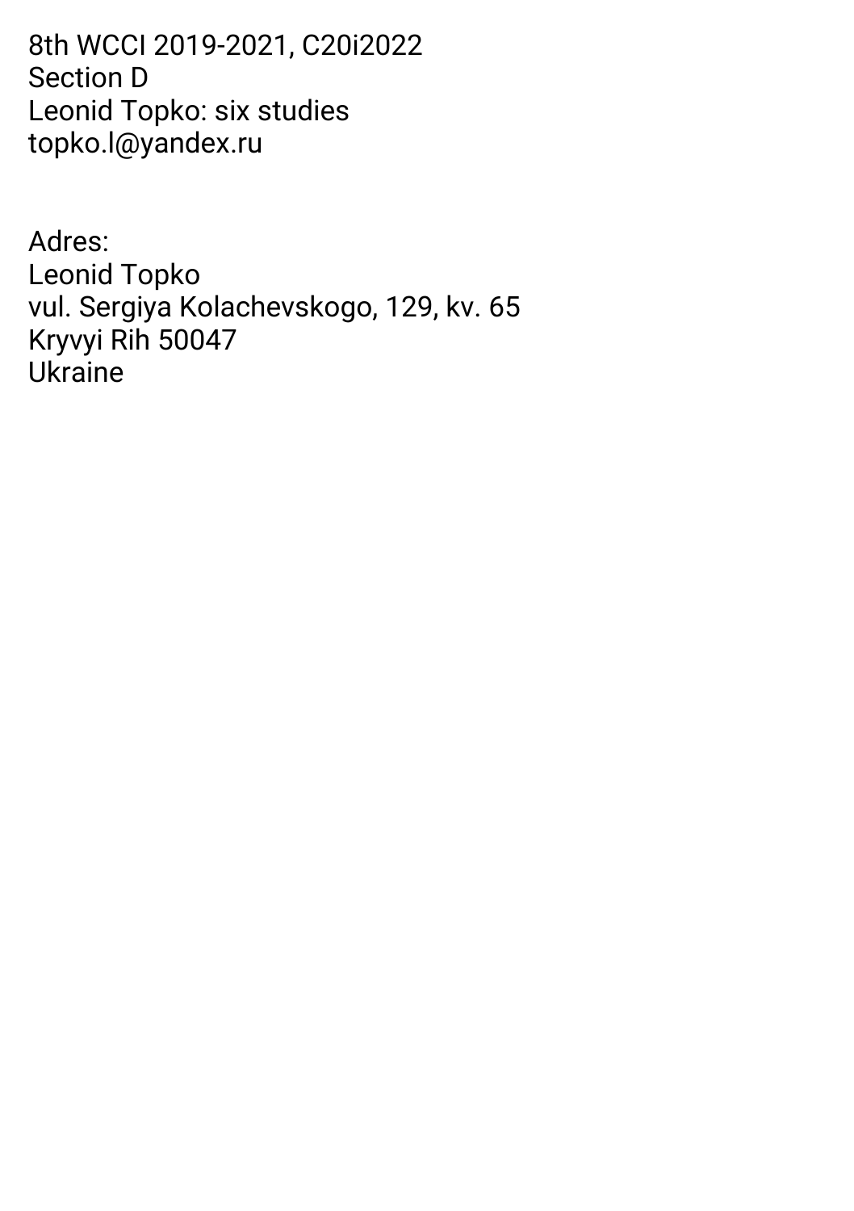8th WCCI 2019-2021, C20i2022
Section D
Leonid Topko: six studies
topko.l@yandex.ru

Adres:
Leonid Topko
vul. Sergiya Kolachevskogo, 129, kv. 65
Kryvyi Rih 50047
Ukraine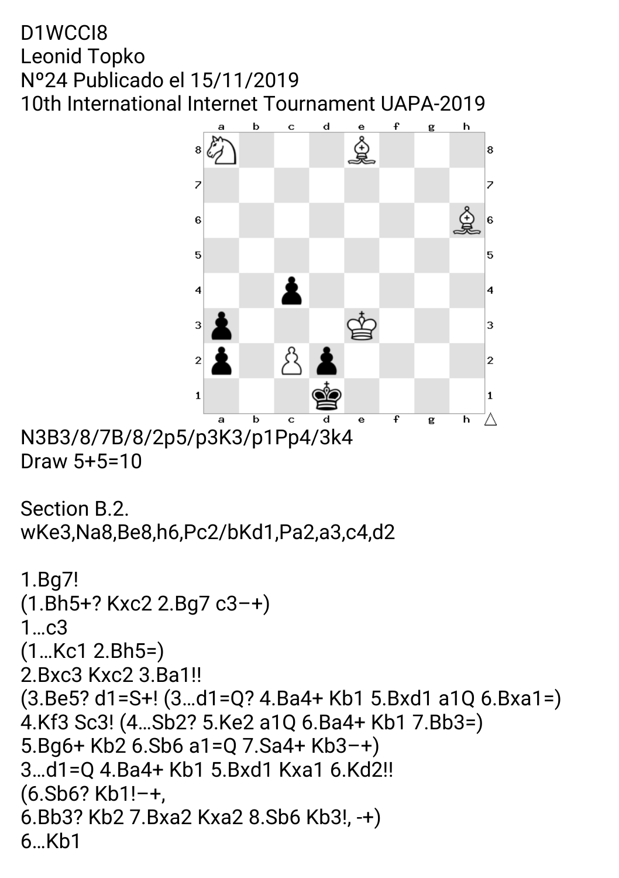D1WCCI8
Leonid Topko
Nº24 Publicado el 15/11/2019
10th International Internet Tournament UAPA-2019

N3B3/8/7B/8/2p5/p3K3/p1Pp4/3k4
Draw 5+5=10

Section B.2.
wKe3,Na8,Be8,h6,Pc2/bKd1,Pa2,a3,c4,d2

1.Bg7!
(1.Bh5+? Kxc2 2.Bg7 c3–+)
1...c3
(1...Kc1 2.Bh5=)
2.Bxc3 Kxc2 3.Ba1!!
(3.Be5? d1=S+! (3...d1=Q? 4.Ba4+ Kb1 5.Bxd1 a1Q 6.Bxa1=)
4.Kf3 Sc3! (4...Sb2? 5.Ke2 a1Q 6.Ba4+ Kb1 7.Bb3=)
5.Bg6+ Kb2 6.Sb6 a1=Q 7.Sa4+ Kb3–+)
3...d1=Q 4.Ba4+ Kb1 5.Bxd1 Kxa1 6.Kd2!!
(6.Sb6? Kb1!–+,
6.Bb3? Kb2 7.Bxa2 Kxa2 8.Sb6 Kb3!, -+)
6...Kb1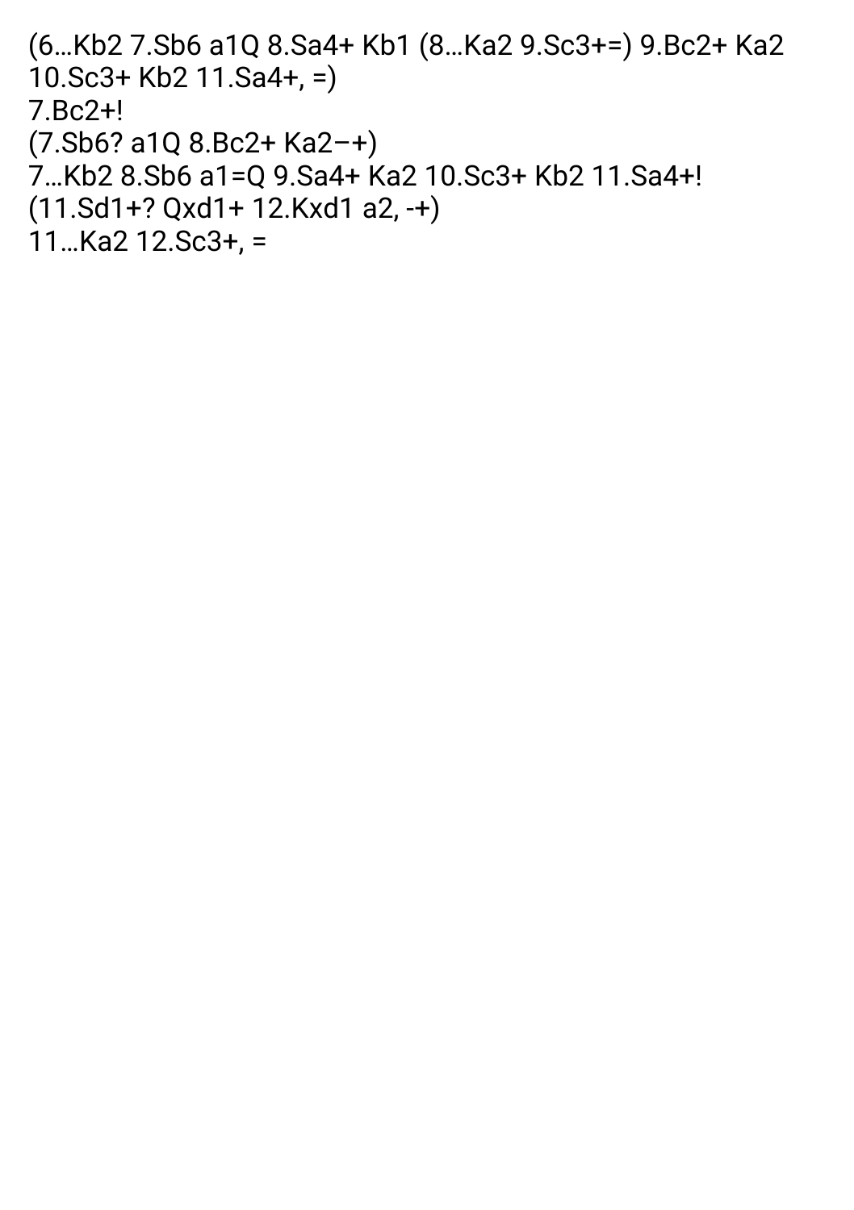(6...Kb2 7.Sb6 a1Q 8.Sa4+ Kb1 (8...Ka2 9.Sc3+=) 9.Bc2+ Ka2 10.Sc3+ Kb2 11.Sa4+, =)

7.Bc2+!

(7.Sb6? a1Q 8.Bc2+ Ka2−+)

7...Kb2 8.Sb6 a1=Q 9.Sa4+ Ka2 10.Sc3+ Kb2 11.Sa4+!

(11.Sd1+? Qxd1+ 12.Kxd1 a2, -+)

11...Ka2 12.Sc3+, =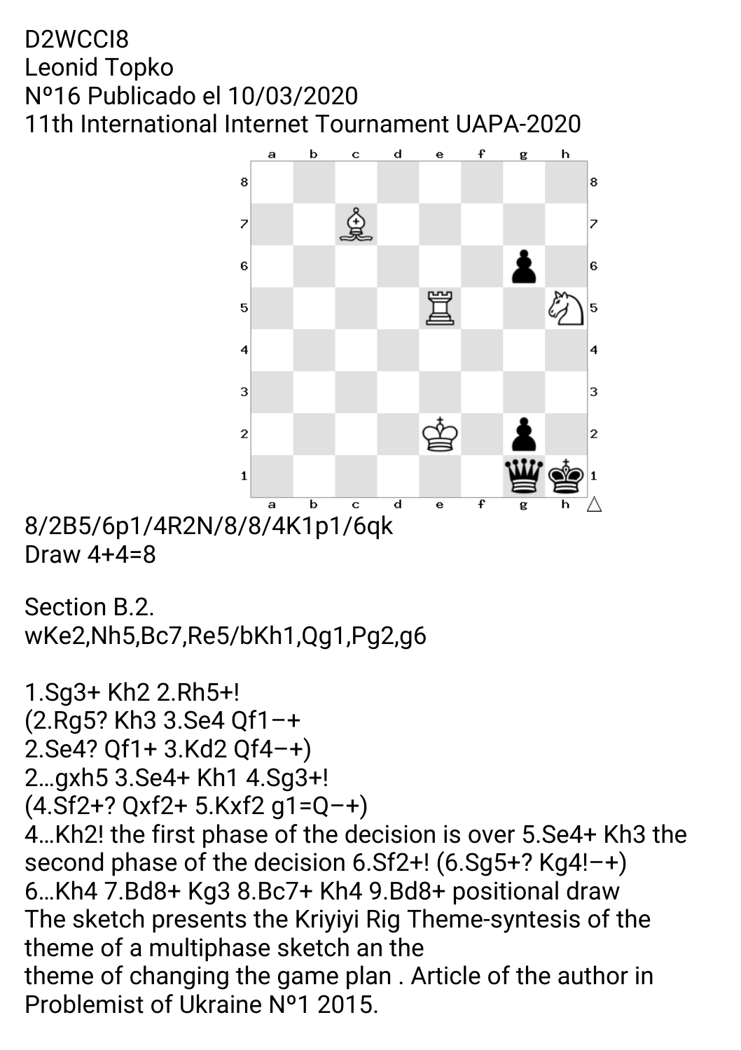D2WCCI8
Leonid Topko
Nº16 Publicado el 10/03/2020
11th International Internet Tournament UAPA-2020

8/2B5/6p1/4R2N/8/8/4K1p1/6qk
Draw 4+4=8

Section B.2.
wKe2,Nh5,Bc7,Re5/bKh1,Qg1,Pg2,g6

1.Sg3+ Kh2 2.Rh5+!
(2.Rg5? Kh3 3.Se4 Qf1–+
2.Se4? Qf1+ 3.Kd2 Qf4–+)
2...gxh5 3.Se4+ Kh1 4.Sg3+!
(4.Sf2+? Qxf2+ 5.Kxf2 g1=Q–+)
4...Kh2! the first phase of the decision is over 5.Se4+ Kh3 the second phase of the decision 6.Sf2+! (6.Sg5+? Kg4!–+)
6...Kh4 7.Bd8+ Kg3 8.Bc7+ Kh4 9.Bd8+ positional draw
The sketch presents the Kriyiyi Rig Theme-syntesis of the theme of a multiphase sketch an the
theme of changing the game plan . Article of the author in Problemist of Ukraine Nº1 2015.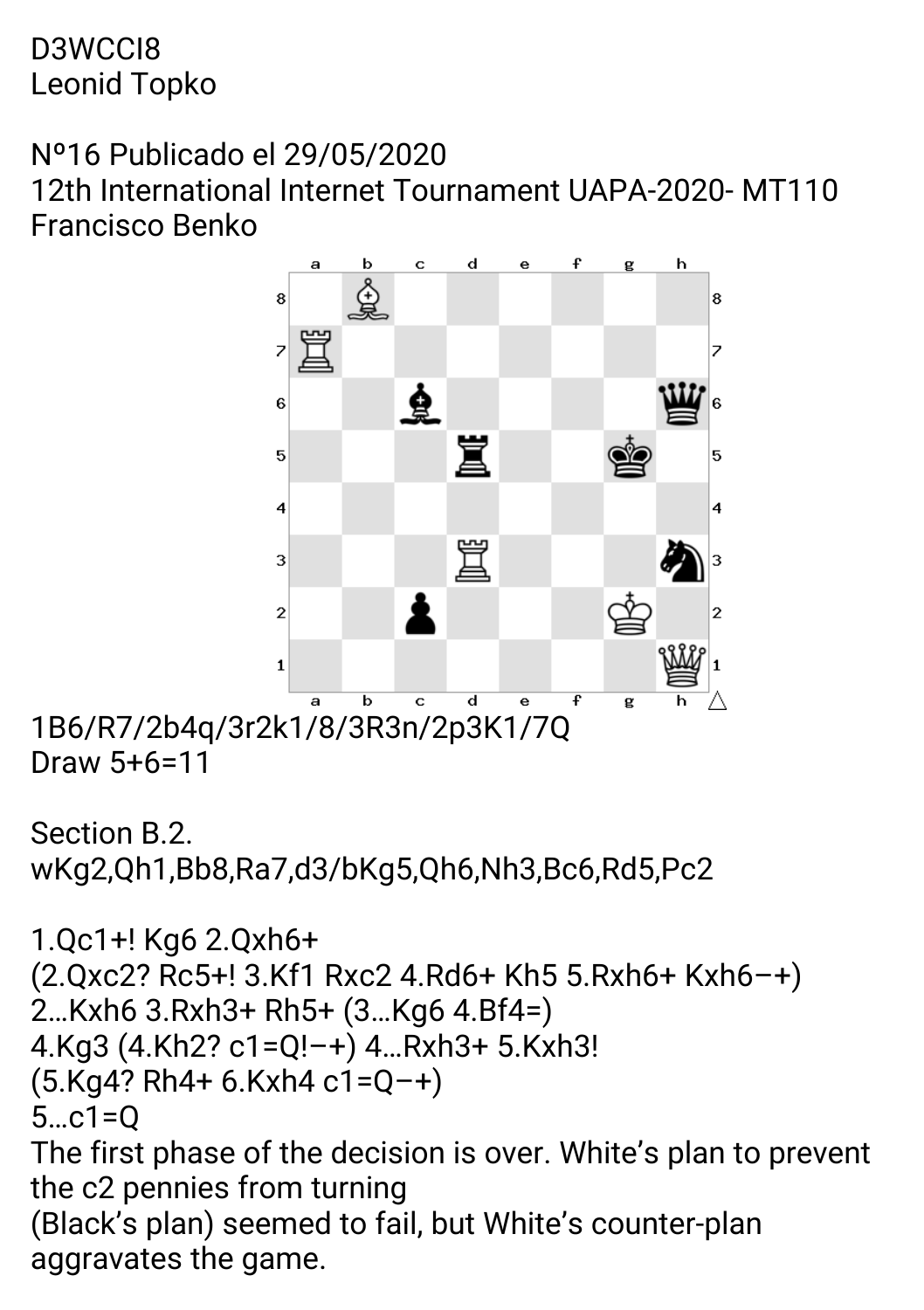D3WCCI8
Leonid Topko

Nº16 Publicado el 29/05/2020
12th International Internet Tournament UAPA-2020- MT110
Francisco Benko

1B6/R7/2b4q/3r2k1/8/3R3n/2p3K1/7Q
Draw 5+6=11

Section B.2.
wKg2,Qh1,Bb8,Ra7,d3/bKg5,Qh6,Nh3,Bc6,Rd5,Pc2

1.Qc1+! Kg6 2.Qxh6+
(2.Qxc2? Rc5+! 3.Kf1 Rxc2 4.Rd6+ Kh5 5.Rxh6+ Kxh6−+)
2...Kxh6 3.Rxh3+ Rh5+ (3...Kg6 4.Bf4=)
4.Kg3 (4.Kh2? c1=Q!−+) 4...Rxh3+ 5.Kxh3!
(5.Kg4? Rh4+ 6.Kxh4 c1=Q−+)
5...c1=Q
The first phase of the decision is over. White's plan to prevent the c2 pennies from turning
(Black's plan) seemed to fail, but White's counter-plan aggravates the game.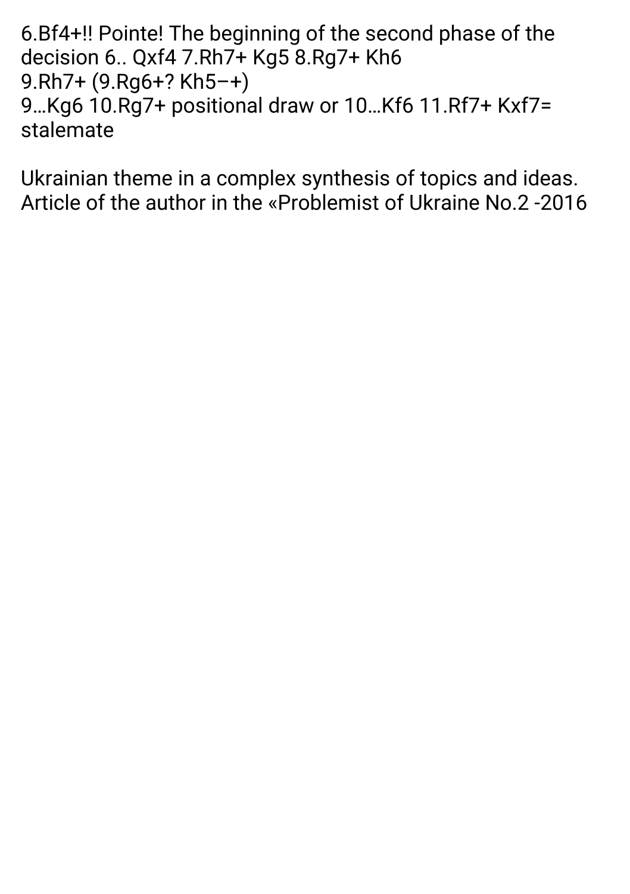6.Bf4+!! Pointe! The beginning of the second phase of the decision 6.. Qxf4 7.Rh7+ Kg5 8.Rg7+ Kh6
9.Rh7+ (9.Rg6+? Kh5–+)
9…Kg6 10.Rg7+ positional draw or 10…Kf6 11.Rf7+ Kxf7= stalemate

Ukrainian theme in a complex synthesis of topics and ideas. Article of the author in the «Problemist of Ukraine No.2 -2016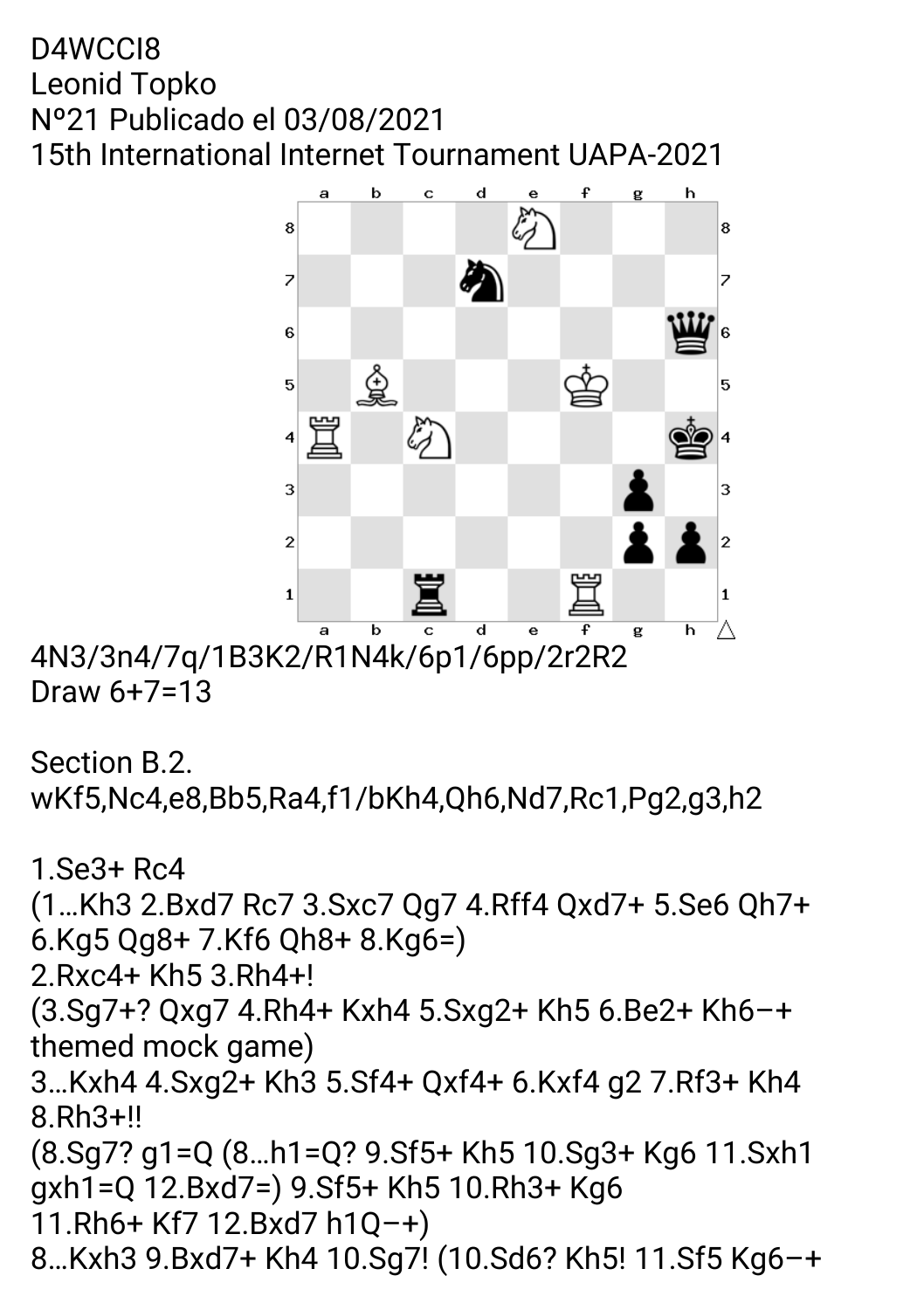D4WCCI8
Leonid Topko
Nº21 Publicado el 03/08/2021
15th International Internet Tournament UAPA-2021

4N3/3n4/7q/1B3K2/R1N4k/6p1/6pp/2r2R2
Draw 6+7=13

Section B.2.
wKf5,Nc4,e8,Bb5,Ra4,f1/bKh4,Qh6,Nd7,Rc1,Pg2,g3,h2

1.Se3+ Rc4
(1...Kh3 2.Bxd7 Rc7 3.Sxc7 Qg7 4.Rff4 Qxd7+ 5.Se6 Qh7+ 6.Kg5 Qg8+ 7.Kf6 Qh8+ 8.Kg6=)
2.Rxc4+ Kh5 3.Rh4+!
(3.Sg7+? Qxg7 4.Rh4+ Kxh4 5.Sxg2+ Kh5 6.Be2+ Kh6–+ themed mock game)
3...Kxh4 4.Sxg2+ Kh3 5.Sf4+ Qxf4+ 6.Kxf4 g2 7.Rf3+ Kh4 8.Rh3+!!
(8.Sg7? g1=Q (8...h1=Q? 9.Sf5+ Kh5 10.Sg3+ Kg6 11.Sxh1 gxh1=Q 12.Bxd7=) 9.Sf5+ Kh5 10.Rh3+ Kg6 11.Rh6+ Kf7 12.Bxd7 h1Q–+)
8...Kxh3 9.Bxd7+ Kh4 10.Sg7! (10.Sd6? Kh5! 11.Sf5 Kg6–+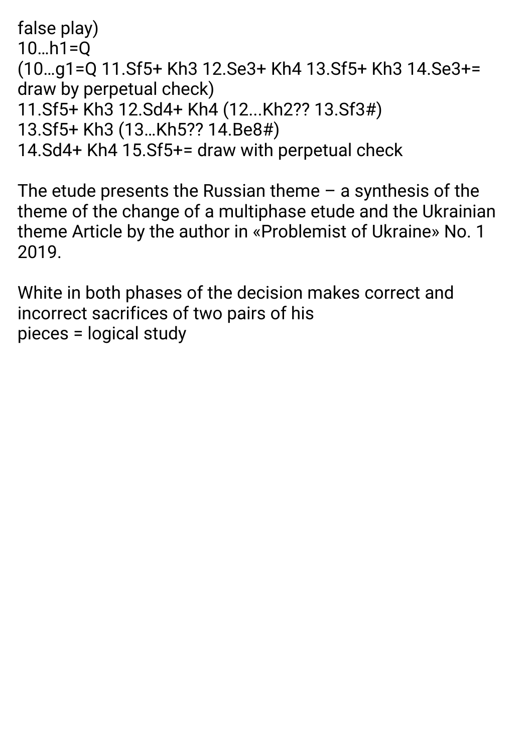false play)
10…h1=Q
(10…g1=Q 11.Sf5+ Kh3 12.Se3+ Kh4 13.Sf5+ Kh3 14.Se3+= draw by perpetual check)
11.Sf5+ Kh3 12.Sd4+ Kh4 (12...Kh2?? 13.Sf3#)
13.Sf5+ Kh3 (13…Kh5?? 14.Be8#)
14.Sd4+ Kh4 15.Sf5+= draw with perpetual check

The etude presents the Russian theme – a synthesis of the theme of the change of a multiphase etude and the Ukrainian theme Article by the author in «Problemist of Ukraine» No. 1 2019.

White in both phases of the decision makes correct and incorrect sacrifices of two pairs of his
pieces = logical study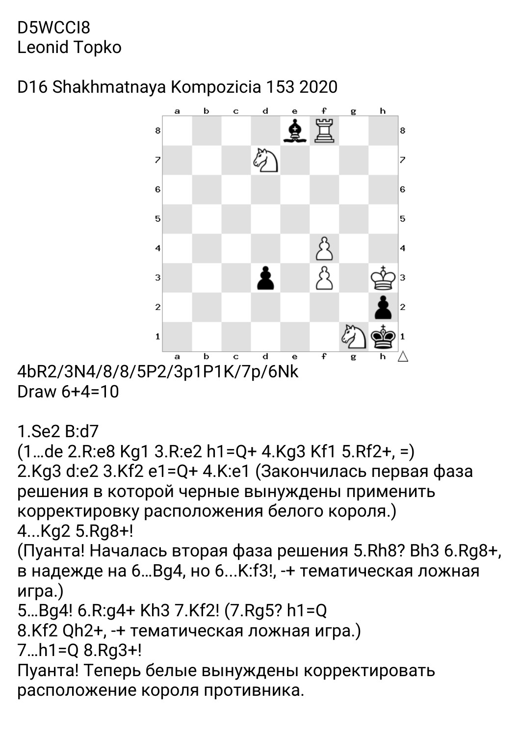D5WCCI8
Leonid Topko

D16 Shakhmatnaya Kompozicia 153 2020

4bR2/3N4/8/8/5P2/3p1P1K/7p/6Nk
Draw 6+4=10

1.Se2 B:d7
(1...de 2.R:e8 Kg1 3.R:e2 h1=Q+ 4.Kg3 Kf1 5.Rf2+, =)
2.Kg3 d:e2 3.Kf2 e1=Q+ 4.K:e1 (Закончилась первая фаза решения в которой черные вынуждены применить корректировку расположения белого короля.)
4...Kg2 5.Rg8+!
(Пуанта! Началась вторая фаза решения 5.Rh8? Bh3 6.Rg8+, в надежде на 6...Bg4, но 6...K:f3!, -+ тематическая ложная игра.)
5...Bg4! 6.R:g4+ Kh3 7.Kf2! (7.Rg5? h1=Q 8.Kf2 Qh2+, -+ тематическая ложная игра.)
7...h1=Q 8.Rg3+!
Пуанта! Теперь белые вынуждены корректировать расположение короля противника.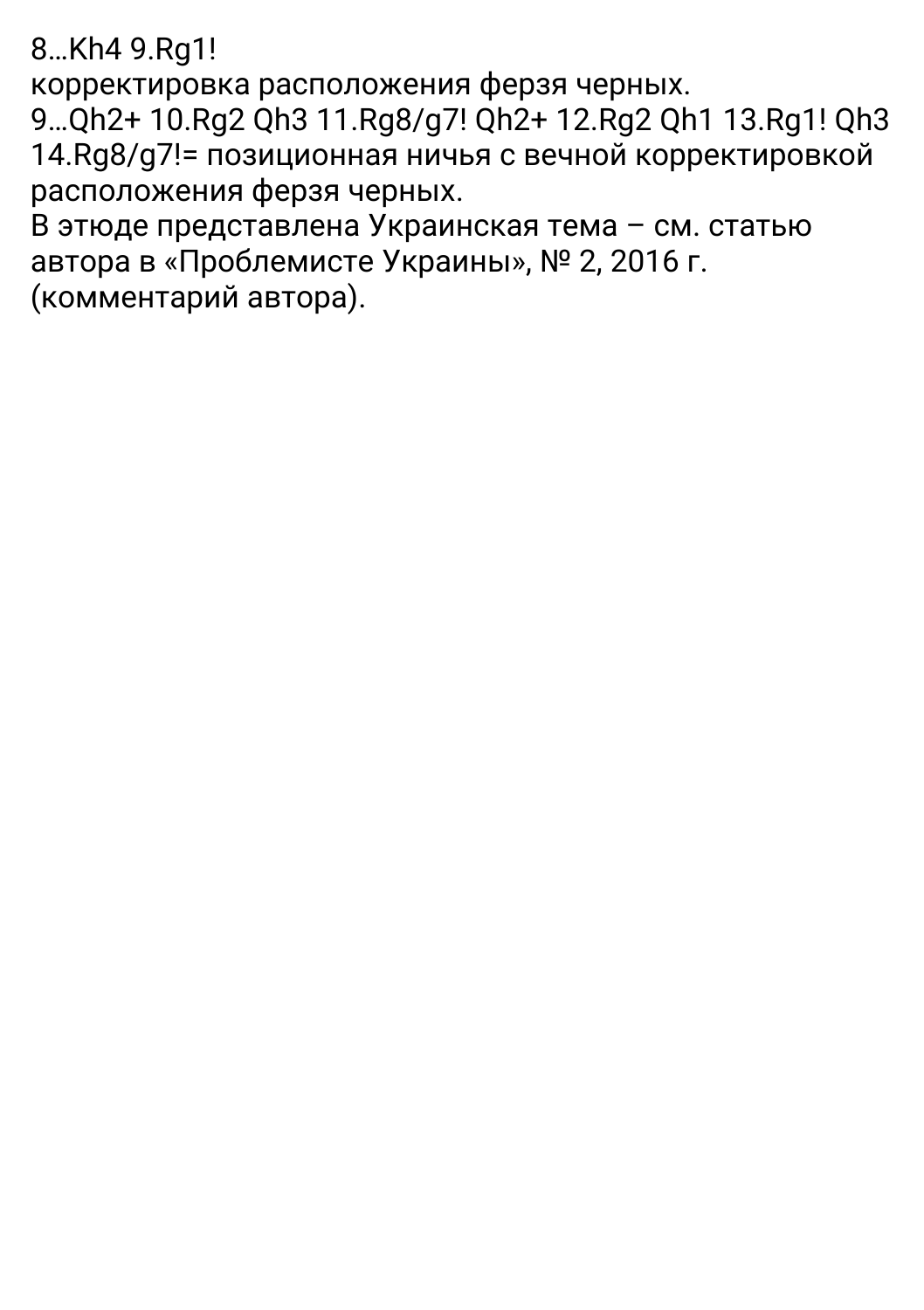8…Kh4 9.Rg1!
корректировка расположения ферзя черных.
9…Qh2+ 10.Rg2 Qh3 11.Rg8/g7! Qh2+ 12.Rg2 Qh1 13.Rg1! Qh3 14.Rg8/g7!= позиционная ничья с вечной корректировкой расположения ферзя черных.
В этюде представлена Украинская тема – см. статью автора в «Проблемисте Украины», № 2, 2016 г. (комментарий автора).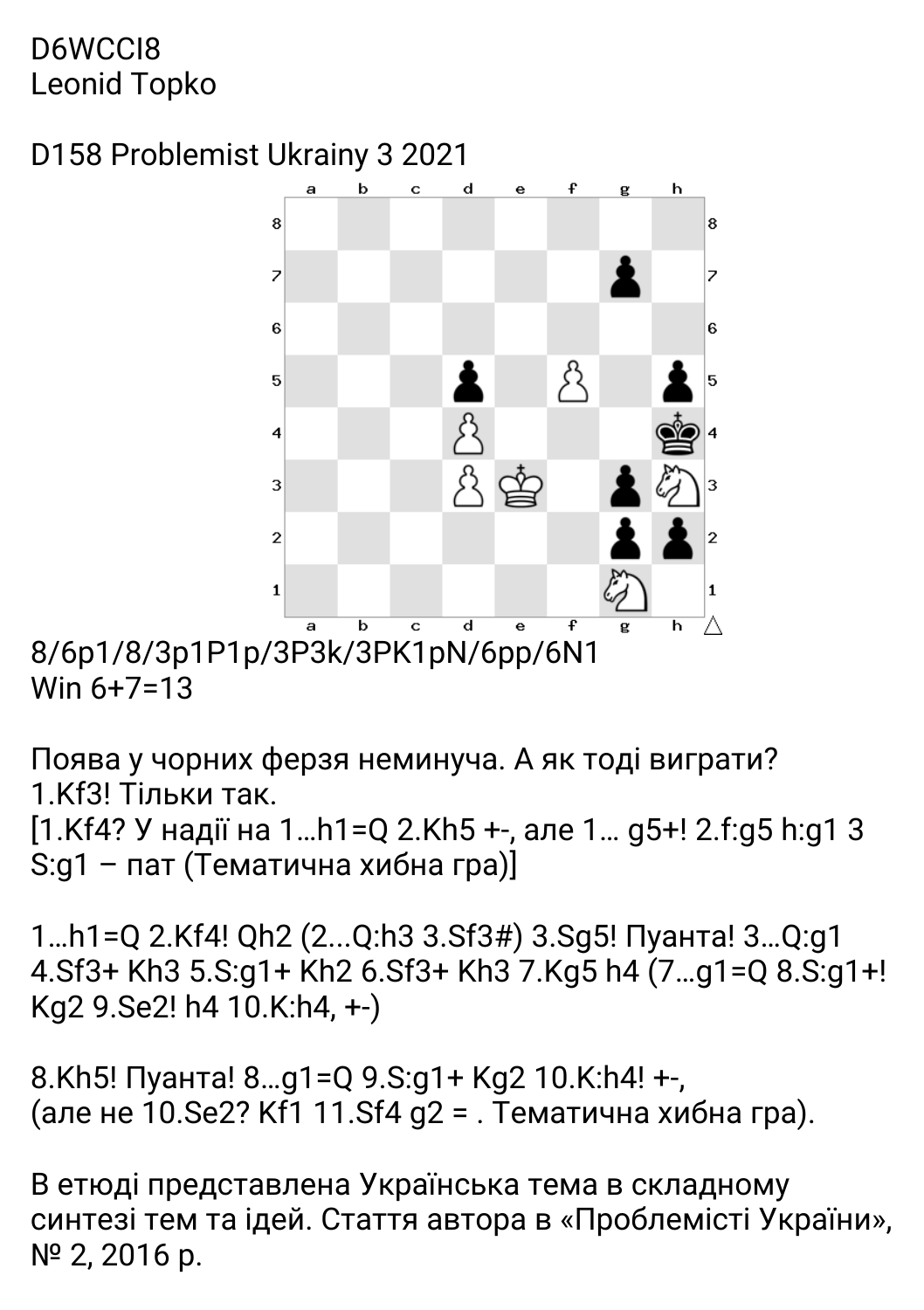D6WCCI8
Leonid Topko

D158 Problemist Ukrainy 3 2021

8/6p1/8/3p1P1p/3P3k/3PK1pN/6pp/6N1
Win 6+7=13

Поява у чорних ферзя неминуча. А як тоді виграти?
1.Kf3! Тільки так.
[1.Kf4? У надії на 1…h1=Q 2.Kh5 +-, але 1… g5+! 2.f:g5 h:g1 3 S:g1 – пат (Тематична хибна гра)]

1…h1=Q 2.Kf4! Qh2 (2...Q:h3 3.Sf3#) 3.Sg5! Пуанта! 3…Q:g1 4.Sf3+ Kh3 5.S:g1+ Kh2 6.Sf3+ Kh3 7.Kg5 h4 (7…g1=Q 8.S:g1+! Kg2 9.Se2! h4 10.K:h4, +-)

8.Kh5! Пуанта! 8…g1=Q 9.S:g1+ Kg2 10.K:h4! +-,
(але не 10.Se2? Kf1 11.Sf4 g2 = . Тематична хибна гра).

В етюді представлена Українська тема в складному синтезі тем та ідей. Стаття автора в «Проблемісті України», № 2, 2016 р.